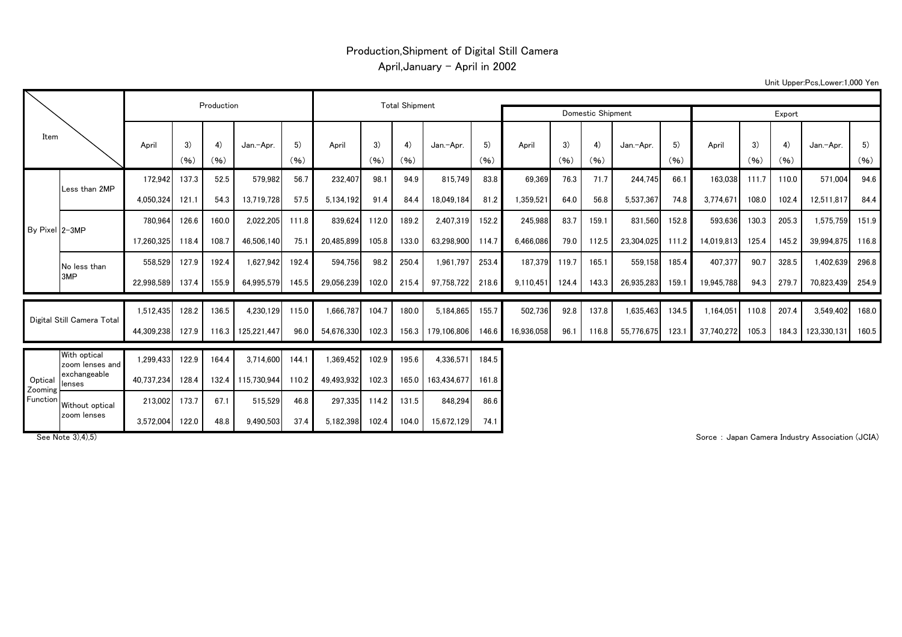# Production,Shipment of Digital Still Camera

## April,January - April in 2002

Unit Upper:Pcs,Lower:1,000 Yen

| Item | | Production | | | | | Total Shipment | | | | | Domestic Shipment | | | | | Export | | | | |
|---|---|---|---|---|---|---|---|---|---|---|---|---|---|---|---|---|---|---|---|---|---|
| | | April | 3) (%) | 4) (%) | Jan.-Apr. | 5) (%) | April | 3) (%) | 4) (%) | Jan.-Apr. | 5) (%) | April | 3) (%) | 4) (%) | Jan.-Apr. | 5) (%) | April | 3) (%) | 4) (%) | Jan.-Apr. | 5) (%) |
| By Pixel | Less than 2MP | 172,942 | 137.3 | 52.5 | 579,982 | 56.7 | 232,407 | 98.1 | 94.9 | 815,749 | 83.8 | 69,369 | 76.3 | 71.7 | 244,745 | 66.1 | 163,038 | 111.7 | 110.0 | 571,004 | 94.6 |
| | | 4,050,324 | 121.1 | 54.3 | 13,719,728 | 57.5 | 5,134,192 | 91.4 | 84.4 | 18,049,184 | 81.2 | 1,359,521 | 64.0 | 56.8 | 5,537,367 | 74.8 | 3,774,671 | 108.0 | 102.4 | 12,511,817 | 84.4 |
| | 2-3MP | 780,964 | 126.6 | 160.0 | 2,022,205 | 111.8 | 839,624 | 112.0 | 189.2 | 2,407,319 | 152.2 | 245,988 | 83.7 | 159.1 | 831,560 | 152.8 | 593,636 | 130.3 | 205.3 | 1,575,759 | 151.9 |
| | | 17,260,325 | 118.4 | 108.7 | 46,506,140 | 75.1 | 20,485,899 | 105.8 | 133.0 | 63,298,900 | 114.7 | 6,466,086 | 79.0 | 112.5 | 23,304,025 | 111.2 | 14,019,813 | 125.4 | 145.2 | 39,994,875 | 116.8 |
| | No less than 3MP | 558,529 | 127.9 | 192.4 | 1,627,942 | 192.4 | 594,756 | 98.2 | 250.4 | 1,961,797 | 253.4 | 187,379 | 119.7 | 165.1 | 559,158 | 185.4 | 407,377 | 90.7 | 328.5 | 1,402,639 | 296.8 |
| | | 22,998,589 | 137.4 | 155.9 | 64,995,579 | 145.5 | 29,056,239 | 102.0 | 215.4 | 97,758,722 | 218.6 | 9,110,451 | 124.4 | 143.3 | 26,935,283 | 159.1 | 19,945,788 | 94.3 | 279.7 | 70,823,439 | 254.9 |
| Digital Still Camera Total | | 1,512,435 | 128.2 | 136.5 | 4,230,129 | 115.0 | 1,666,787 | 104.7 | 180.0 | 5,184,865 | 155.7 | 502,736 | 92.8 | 137.8 | 1,635,463 | 134.5 | 1,164,051 | 110.8 | 207.4 | 3,549,402 | 168.0 |
| | | 44,309,238 | 127.9 | 116.3 | 125,221,447 | 96.0 | 54,676,330 | 102.3 | 156.3 | 179,106,806 | 146.6 | 16,936,058 | 96.1 | 116.8 | 55,776,675 | 123.1 | 37,740,272 | 105.3 | 184.3 | 123,330,131 | 160.5 |
| Optical Zooming Function | With optical zoom lenses and exchangeable lenses | 1,299,433 | 122.9 | 164.4 | 3,714,600 | 144.1 | 1,369,452 | 102.9 | 195.6 | 4,336,571 | 184.5 | | | | | | | | | | |
| | | 40,737,234 | 128.4 | 132.4 | 115,730,944 | 110.2 | 49,493,932 | 102.3 | 165.0 | 163,434,677 | 161.8 | | | | | | | | | | |
| | Without optical zoom lenses | 213,002 | 173.7 | 67.1 | 515,529 | 46.8 | 297,335 | 114.2 | 131.5 | 848,294 | 86.6 | | | | | | | | | | |
| | | 3,572,004 | 122.0 | 48.8 | 9,490,503 | 37.4 | 5,182,398 | 102.4 | 104.0 | 15,672,129 | 74.1 | | | | | | | | | | |

See Note 3),4),5)

Sorce : Japan Camera Industry Association (JCIA)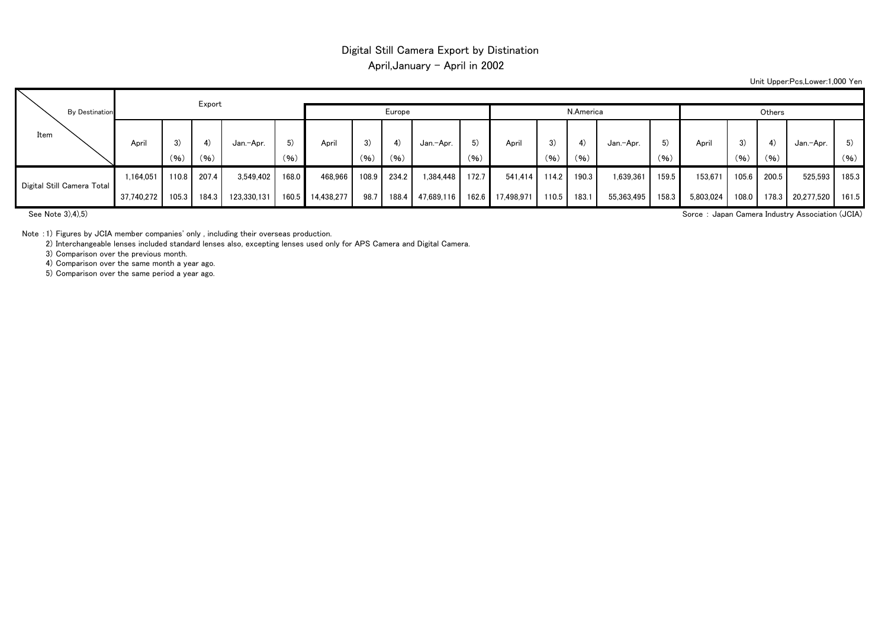# Digital Still Camera Export by Distination

April,January – April in 2002

Unit Upper:Pcs,Lower:1,000 Yen

| By Destination / Item | Export | | | | | Europe | | | | | N.America | | | | | Others | | | | |
|---|---|---|---|---|---|---|---|---|---|---|---|---|---|---|---|---|---|---|---|---|
| | April | 3) (%) | 4) (%) | Jan.–Apr. | 5) (%) | April | 3) (%) | 4) (%) | Jan.–Apr. | 5) (%) | April | 3) (%) | 4) (%) | Jan.–Apr. | 5) (%) | April | 3) (%) | 4) (%) | Jan.–Apr. | 5) (%) |
| Digital Still Camera Total | 1,164,051 | 110.8 | 207.4 | 3,549,402 | 168.0 | 468,966 | 108.9 | 234.2 | 1,384,448 | 172.7 | 541,414 | 114.2 | 190.3 | 1,639,361 | 159.5 | 153,671 | 105.6 | 200.5 | 525,593 | 185.3 |
| | 37,740,272 | 105.3 | 184.3 | 123,330,131 | 160.5 | 14,438,277 | 98.7 | 188.4 | 47,689,116 | 162.6 | 17,498,971 | 110.5 | 183.1 | 55,363,495 | 158.3 | 5,803,024 | 108.0 | 178.3 | 20,277,520 | 161.5 |

See Note 3),4),5)

Sorce : Japan Camera Industry Association (JCIA)

Note :
1) Figures by JCIA member companies' only , including their overseas production.
2) Interchangeable lenses included standard lenses also, excepting lenses used only for APS Camera and Digital Camera.
3) Comparison over the previous month.
4) Comparison over the same month a year ago.
5) Comparison over the same period a year ago.